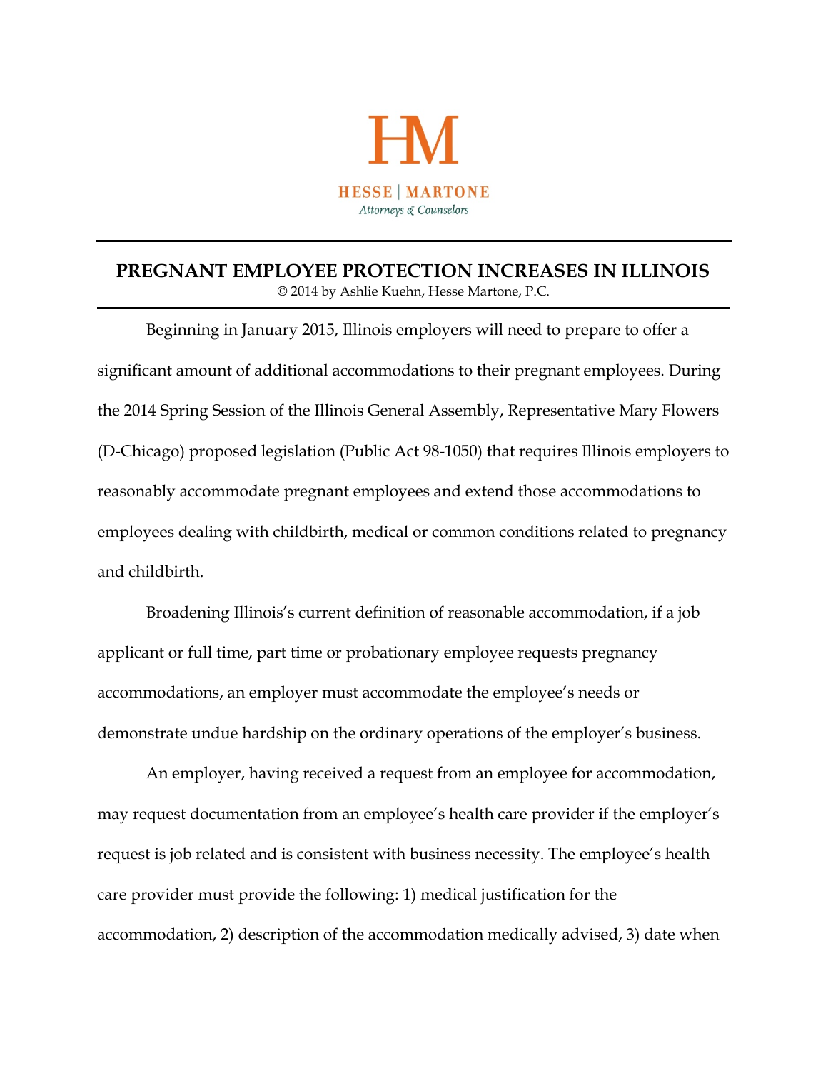HM

HESSE | MARTONE

*Attorneys & Counselors*

---

## PREGNANT EMPLOYEE PROTECTION INCREASES IN ILLINOIS

© 2014 by Ashlie Kuehn, Hesse Martone, P.C.

---

Beginning in January 2015, Illinois employers will need to prepare to offer a significant amount of additional accommodations to their pregnant employees. During the 2014 Spring Session of the Illinois General Assembly, Representative Mary Flowers (D-Chicago) proposed legislation (Public Act 98-1050) that requires Illinois employers to reasonably accommodate pregnant employees and extend those accommodations to employees dealing with childbirth, medical or common conditions related to pregnancy and childbirth.

Broadening Illinois's current definition of reasonable accommodation, if a job applicant or full time, part time or probationary employee requests pregnancy accommodations, an employer must accommodate the employee's needs or demonstrate undue hardship on the ordinary operations of the employer's business.

An employer, having received a request from an employee for accommodation, may request documentation from an employee's health care provider if the employer's request is job related and is consistent with business necessity. The employee's health care provider must provide the following: 1) medical justification for the accommodation, 2) description of the accommodation medically advised, 3) date when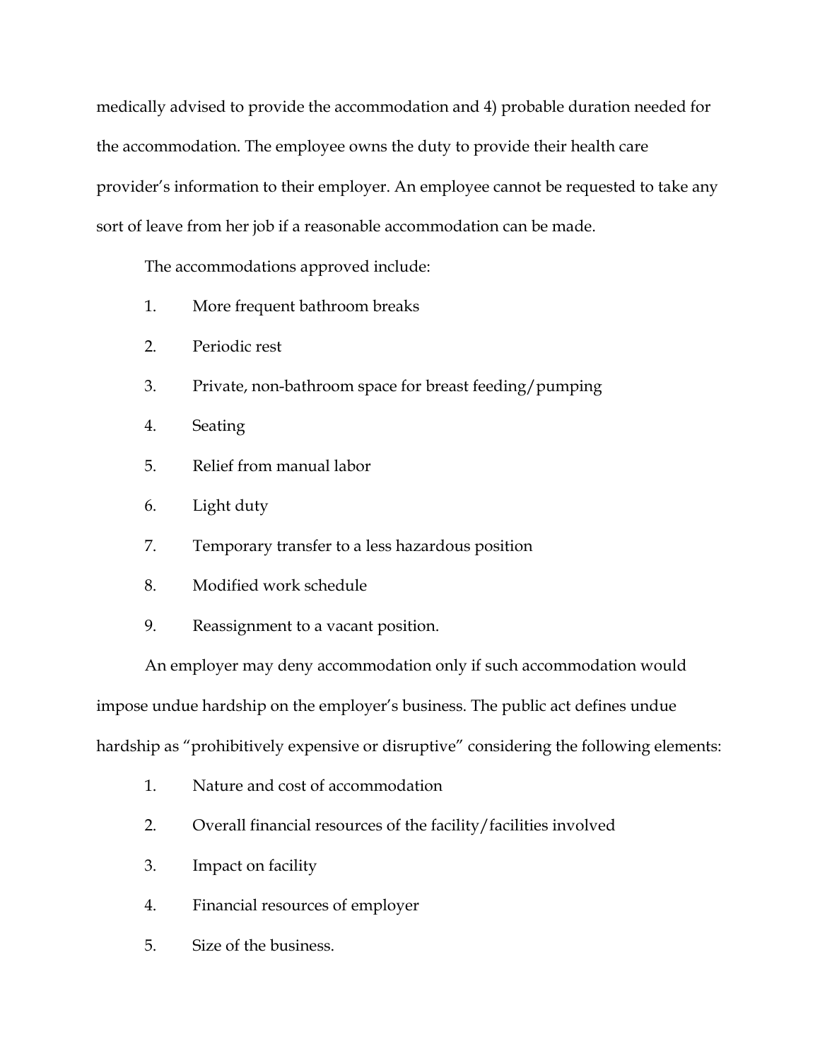medically advised to provide the accommodation and 4) probable duration needed for the accommodation. The employee owns the duty to provide their health care provider's information to their employer. An employee cannot be requested to take any sort of leave from her job if a reasonable accommodation can be made.

The accommodations approved include:

1. More frequent bathroom breaks
2. Periodic rest
3. Private, non-bathroom space for breast feeding/pumping
4. Seating
5. Relief from manual labor
6. Light duty
7. Temporary transfer to a less hazardous position
8. Modified work schedule
9. Reassignment to a vacant position.

An employer may deny accommodation only if such accommodation would impose undue hardship on the employer's business. The public act defines undue hardship as "prohibitively expensive or disruptive" considering the following elements:

1. Nature and cost of accommodation
2. Overall financial resources of the facility/facilities involved
3. Impact on facility
4. Financial resources of employer
5. Size of the business.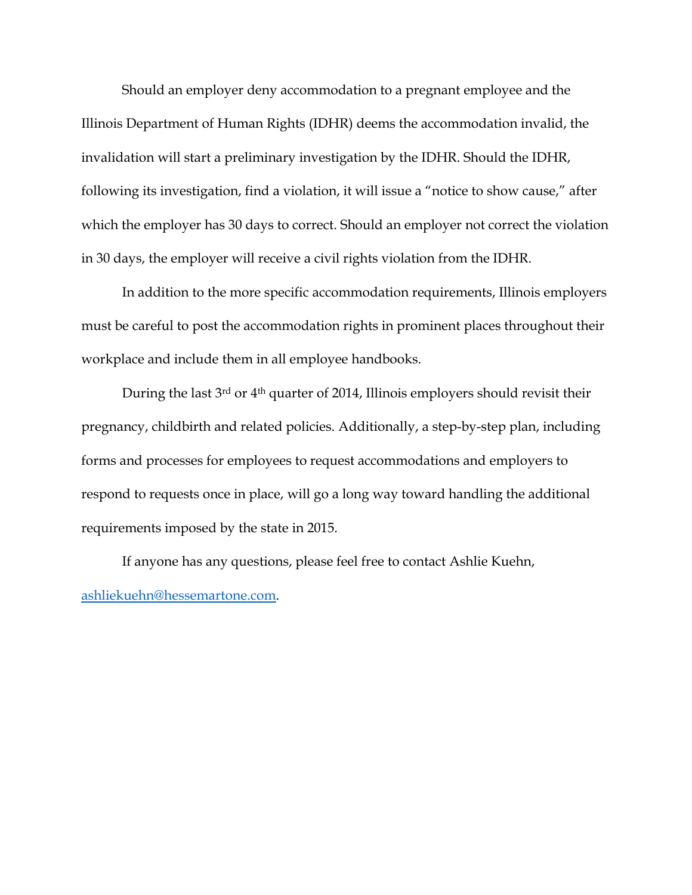Should an employer deny accommodation to a pregnant employee and the Illinois Department of Human Rights (IDHR) deems the accommodation invalid, the invalidation will start a preliminary investigation by the IDHR. Should the IDHR, following its investigation, find a violation, it will issue a "notice to show cause," after which the employer has 30 days to correct. Should an employer not correct the violation in 30 days, the employer will receive a civil rights violation from the IDHR.

In addition to the more specific accommodation requirements, Illinois employers must be careful to post the accommodation rights in prominent places throughout their workplace and include them in all employee handbooks.

During the last 3rd or 4th quarter of 2014, Illinois employers should revisit their pregnancy, childbirth and related policies. Additionally, a step-by-step plan, including forms and processes for employees to request accommodations and employers to respond to requests once in place, will go a long way toward handling the additional requirements imposed by the state in 2015.

If anyone has any questions, please feel free to contact Ashlie Kuehn, [ashliekuehn@hessemartone.com](mailto:ashliekuehn@hessemartone.com).